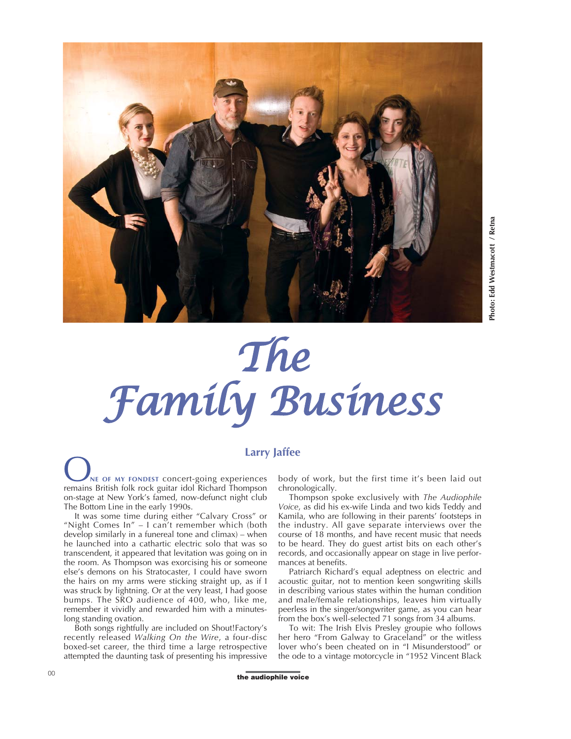Photo: Edd Westmacott / Retna

# The Family Business

**Larry Jaffee**

One of my fondest concert-going experiences remains British folk rock guitar idol Richard Thompson on-stage at New York's famed, now-defunct night club The Bottom Line in the early 1990s.

It was some time during either "Calvary Cross" or "Night Comes In" – I can't remember which (both develop similarly in a funereal tone and climax) – when he launched into a cathartic electric solo that was so transcendent, it appeared that levitation was going on in the room. As Thompson was exorcising his or someone else's demons on his Stratocaster, I could have sworn the hairs on my arms were sticking straight up, as if I was struck by lightning. Or at the very least, I had goose bumps. The SRO audience of 400, who, like me, remember it vividly and rewarded him with a minutes-long standing ovation.

Both songs rightfully are included on Shout!Factory's recently released *Walking On the Wire*, a four-disc boxed-set career, the third time a large retrospective attempted the daunting task of presenting his impressive body of work, but the first time it's been laid out chronologically.

Thompson spoke exclusively with *The Audiophile Voice*, as did his ex-wife Linda and two kids Teddy and Kamila, who are following in their parents' footsteps in the industry. All gave separate interviews over the course of 18 months, and have recent music that needs to be heard. They do guest artist bits on each other's records, and occasionally appear on stage in live performances at benefits.

Patriarch Richard's equal adeptness on electric and acoustic guitar, not to mention keen songwriting skills in describing various states within the human condition and male/female relationships, leaves him virtually peerless in the singer/songwriter game, as you can hear from the box's well-selected 71 songs from 34 albums.

To wit: The Irish Elvis Presley groupie who follows her hero "From Galway to Graceland" or the witless lover who's been cheated on in "I Misunderstood" or the ode to a vintage motorcycle in "1952 Vincent Black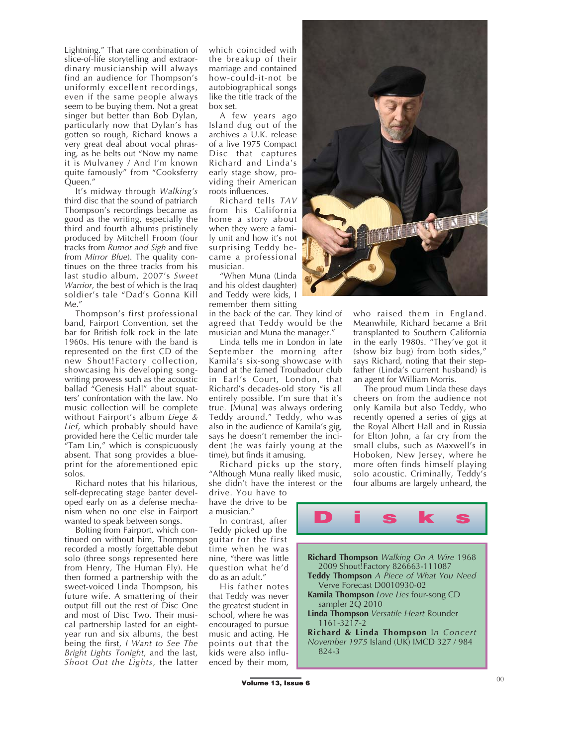Lightning." That rare combination of slice-of-life storytelling and extraordinary musicianship will always find an audience for Thompson's uniformly excellent recordings, even if the same people always seem to be buying them. Not a great singer but better than Bob Dylan, particularly now that Dylan's has gotten so rough, Richard knows a very great deal about vocal phrasing, as he belts out "Now my name it is Mulvaney / And I'm known quite famously" from "Cooksferry Queen."

It's midway through *Walking's* third disc that the sound of patriarch Thompson's recordings became as good as the writing, especially the third and fourth albums pristinely produced by Mitchell Froom (four tracks from *Rumor and Sigh* and five from *Mirror Blue*). The quality continues on the three tracks from his last studio album, 2007's *Sweet Warrior*, the best of which is the Iraq soldier's tale "Dad's Gonna Kill Me."

Thompson's first professional band, Fairport Convention, set the bar for British folk rock in the late 1960s. His tenure with the band is represented on the first CD of the new Shout!Factory collection, showcasing his developing songwriting prowess such as the acoustic ballad "Genesis Hall" about squatters' confrontation with the law. No music collection will be complete without Fairport's album *Liege & Lief*, which probably should have provided here the Celtic murder tale "Tam Lin," which is conspicuously absent. That song provides a blueprint for the aforementioned epic solos.

Richard notes that his hilarious, self-deprecating stage banter developed early on as a defense mechanism when no one else in Fairport wanted to speak between songs.

Bolting from Fairport, which continued on without him, Thompson recorded a mostly forgettable debut solo (three songs represented here from Henry, The Human Fly). He then formed a partnership with the sweet-voiced Linda Thompson, his future wife. A smattering of their output fill out the rest of Disc One and most of Disc Two. Their musical partnership lasted for an eight-year run and six albums, the best being the first, *I Want to See The Bright Lights Tonight*, and the last, *Shoot Out the Lights*, the latter which coincided with the breakup of their marriage and contained how-could-it-not be autobiographical songs like the title track of the box set.

A few years ago Island dug out of the archives a U.K. release of a live 1975 Compact Disc that captures Richard and Linda's early stage show, providing their American roots influences.

Richard tells *TAV* from his California home a story about when they were a family unit and how it's not surprising Teddy became a professional musician.

"When Muna (Linda and his oldest daughter) and Teddy were kids, I remember them sitting in the back of the car. They kind of agreed that Teddy would be the musician and Muna the manager."

Linda tells me in London in late September the morning after Kamila's six-song showcase with band at the famed Troubadour club in Earl's Court, London, that Richard's decades-old story "is all entirely possible. I'm sure that it's true. [Muna] was always ordering Teddy around." Teddy, who was also in the audience of Kamila's gig, says he doesn't remember the incident (he was fairly young at the time), but finds it amusing.

Richard picks up the story, "Although Muna really liked music, she didn't have the interest or the drive. You have to have the drive to be a musician."

In contrast, after Teddy picked up the guitar for the first time when he was nine, "there was little question what he'd do as an adult."

His father notes that Teddy was never the greatest student in school, where he was encouraged to pursue music and acting. He points out that the kids were also influenced by their mom, who raised them in England. Meanwhile, Richard became a Brit transplanted to Southern California in the early 1980s. "They've got it (show biz bug) from both sides," says Richard, noting that their stepfather (Linda's current husband) is an agent for William Morris.

The proud mum Linda these days cheers on from the audience not only Kamila but also Teddy, who recently opened a series of gigs at the Royal Albert Hall and in Russia for Elton John, a far cry from the small clubs, such as Maxwell's in Hoboken, New Jersey, where he more often finds himself playing solo acoustic. Criminally, Teddy's four albums are largely unheard, the

## Disks

- **Richard Thompson** *Walking On A Wire* 1968 2009 Shout!Factory 826663-111087
- **Teddy Thompson** *A Piece of What You Need* Verve Forecast D0010930-02
- **Kamila Thompson** *Love Lies* four-song CD sampler 2Q 2010
- **Linda Thompson** *Versatile Heart* Rounder 1161-3217-2
- **Richard & Linda Thompson** *In Concert November 1975* Island (UK) IMCD 327 / 984 824-3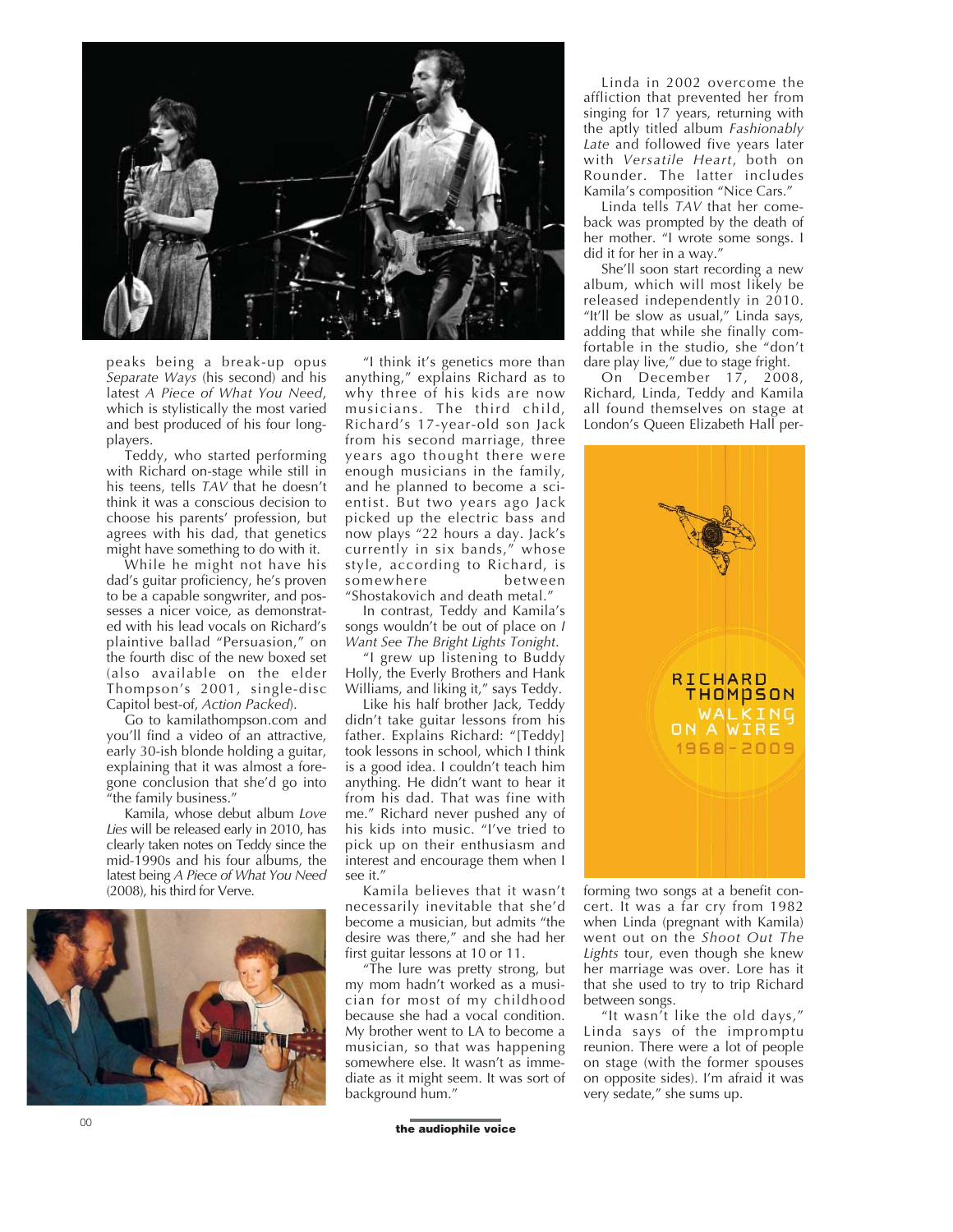peaks being a break-up opus *Separate Ways* (his second) and his latest *A Piece of What You Need*, which is stylistically the most varied and best produced of his four long-players.

Teddy, who started performing with Richard on-stage while still in his teens, tells *TAV* that he doesn't think it was a conscious decision to choose his parents' profession, but agrees with his dad, that genetics might have something to do with it.

While he might not have his dad's guitar proficiency, he's proven to be a capable songwriter, and possesses a nicer voice, as demonstrated with his lead vocals on Richard's plaintive ballad "Persuasion," on the fourth disc of the new boxed set (also available on the elder Thompson's 2001, single-disc Capitol best-of, *Action Packed*).

Go to kamilathompson.com and you'll find a video of an attractive, early 30-ish blonde holding a guitar, explaining that it was almost a foregone conclusion that she'd go into "the family business."

Kamila, whose debut album *Love Lies* will be released early in 2010, has clearly taken notes on Teddy since the mid-1990s and his four albums, the latest being *A Piece of What You Need* (2008), his third for Verve.

"I think it's genetics more than anything," explains Richard as to why three of his kids are now musicians. The third child, Richard's 17-year-old son Jack from his second marriage, three years ago thought there were enough musicians in the family, and he planned to become a scientist. But two years ago Jack picked up the electric bass and now plays "22 hours a day. Jack's currently in six bands," whose style, according to Richard, is somewhere between "Shostakovich and death metal."

In contrast, Teddy and Kamila's songs wouldn't be out of place on *I Want See The Bright Lights Tonight*.

"I grew up listening to Buddy Holly, the Everly Brothers and Hank Williams, and liking it," says Teddy.

Like his half brother Jack, Teddy didn't take guitar lessons from his father. Explains Richard: "[Teddy] took lessons in school, which I think is a good idea. I couldn't teach him anything. He didn't want to hear it from his dad. That was fine with me." Richard never pushed any of his kids into music. "I've tried to pick up on their enthusiasm and interest and encourage them when I see it."

Kamila believes that it wasn't necessarily inevitable that she'd become a musician, but admits "the desire was there," and she had her first guitar lessons at 10 or 11.

"The lure was pretty strong, but my mom hadn't worked as a musician for most of my childhood because she had a vocal condition. My brother went to LA to become a musician, so that was happening somewhere else. It wasn't as immediate as it might seem. It was sort of background hum."

Linda in 2002 overcome the affliction that prevented her from singing for 17 years, returning with the aptly titled album *Fashionably Late* and followed five years later with *Versatile Heart*, both on Rounder. The latter includes Kamila's composition "Nice Cars."

Linda tells *TAV* that her comeback was prompted by the death of her mother. "I wrote some songs. I did it for her in a way."

She'll soon start recording a new album, which will most likely be released independently in 2010. "It'll be slow as usual," Linda says, adding that while she finally comfortable in the studio, she "don't dare play live," due to stage fright.

On December 17, 2008, Richard, Linda, Teddy and Kamila all found themselves on stage at London's Queen Elizabeth Hall performing two songs at a benefit concert. It was a far cry from 1982 when Linda (pregnant with Kamila) went out on the *Shoot Out The Lights* tour, even though she knew her marriage was over. Lore has it that she used to try to trip Richard between songs.

"It wasn't like the old days," Linda says of the impromptu reunion. There were a lot of people on stage (with the former spouses on opposite sides). I'm afraid it was very sedate," she sums up.